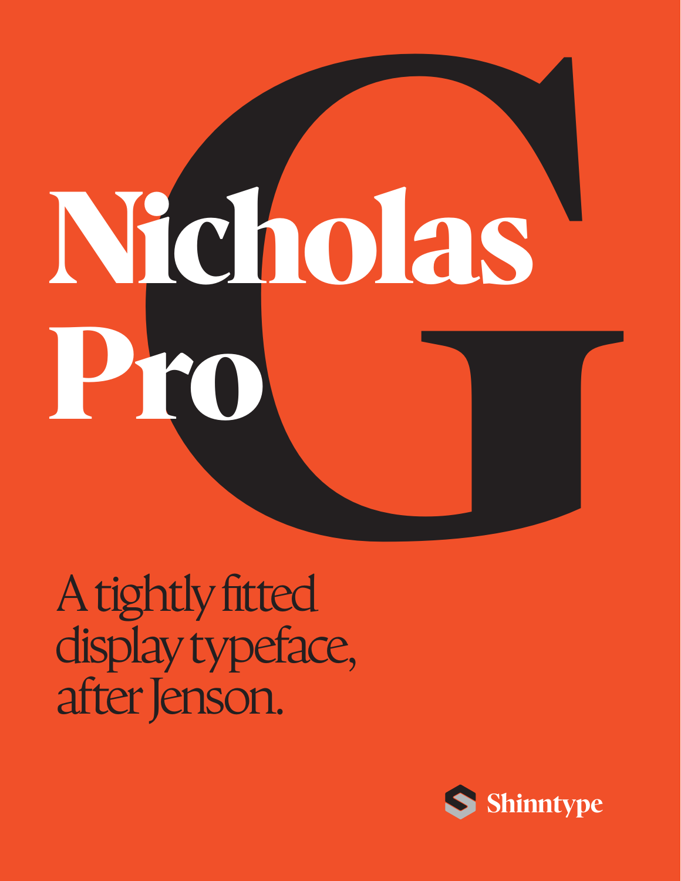# Nicholas Pro

G

A tightly fitted display typeface, after Jenson.

Shinntype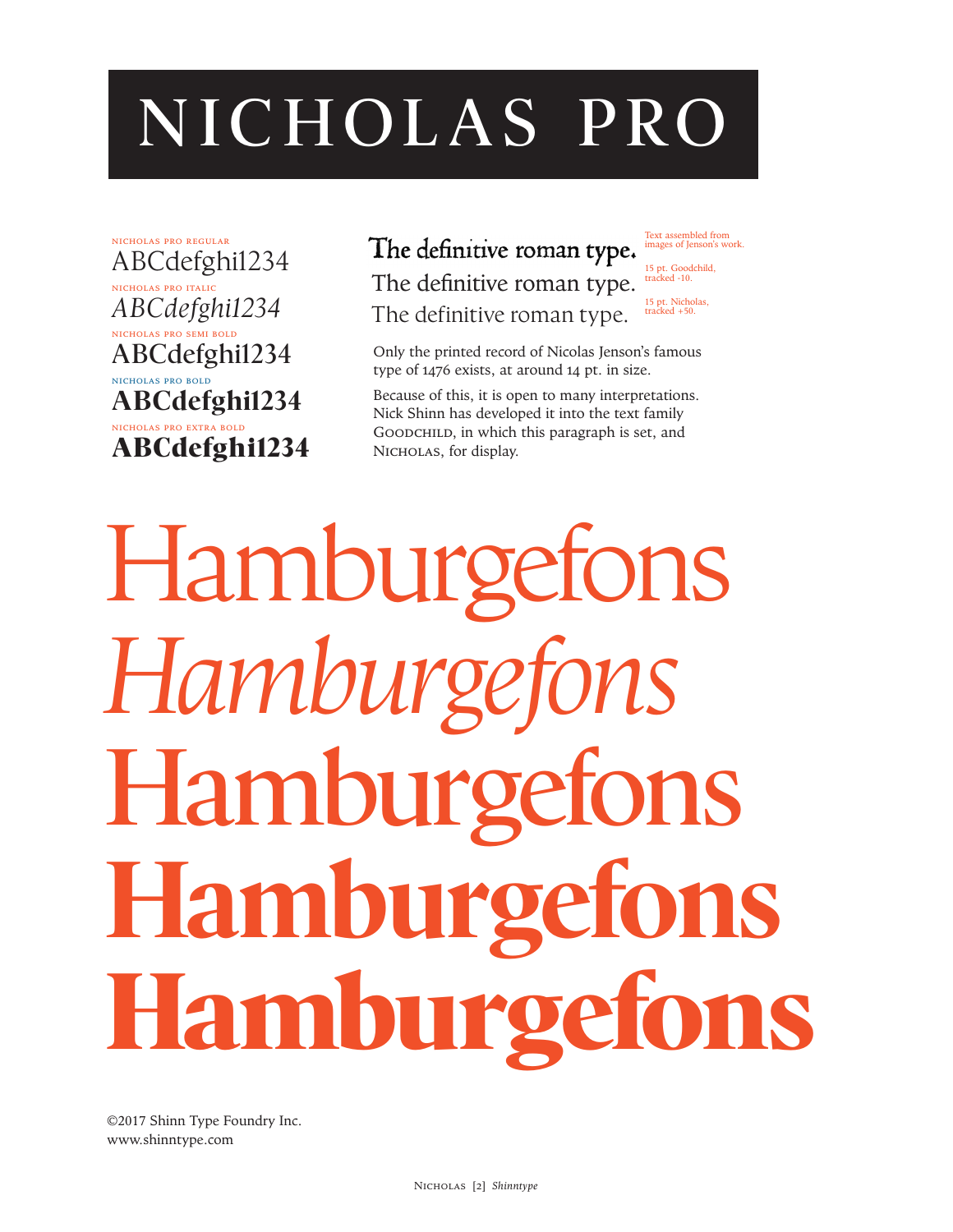# NICHOLAS PRO

NICHOLAS PRO REGULAR
ABCdefghi1234

NICHOLAS PRO ITALIC
*ABCdefghi1234*

NICHOLAS PRO SEMI BOLD
**ABCdefghi1234**

NICHOLAS PRO BOLD
**ABCdefghi1234**

NICHOLAS PRO EXTRA BOLD
**ABCdefghi1234**

The definitive roman type. — Text assembled from images of Jenson's work.

The definitive roman type. — 15 pt. Goodchild, tracked -10.

The definitive roman type. — 15 pt. Nicholas, tracked +50.

Only the printed record of Nicolas Jenson's famous type of 1476 exists, at around 14 pt. in size.

Because of this, it is open to many interpretations. Nick Shinn has developed it into the text family GOODCHILD, in which this paragraph is set, and NICHOLAS, for display.

Hamburgefons

*Hamburgefons*

**Hamburgefons**

**Hamburgefons**

**Hamburgefons**

©2017 Shinn Type Foundry Inc.
www.shinntype.com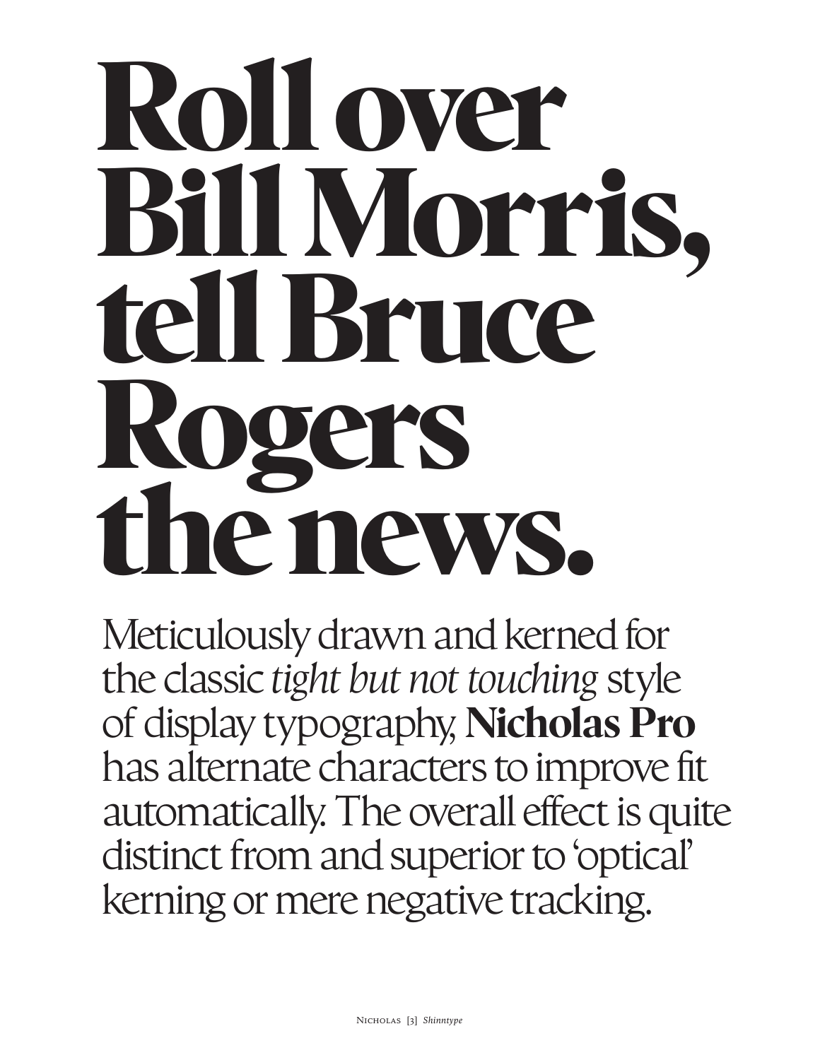# Roll over Bill Morris, tell Bruce Rogers the news.

Meticulously drawn and kerned for the classic *tight but not touching* style of display typography, **Nicholas Pro** has alternate characters to improve fit automatically. The overall effect is quite distinct from and superior to 'optical' kerning or mere negative tracking.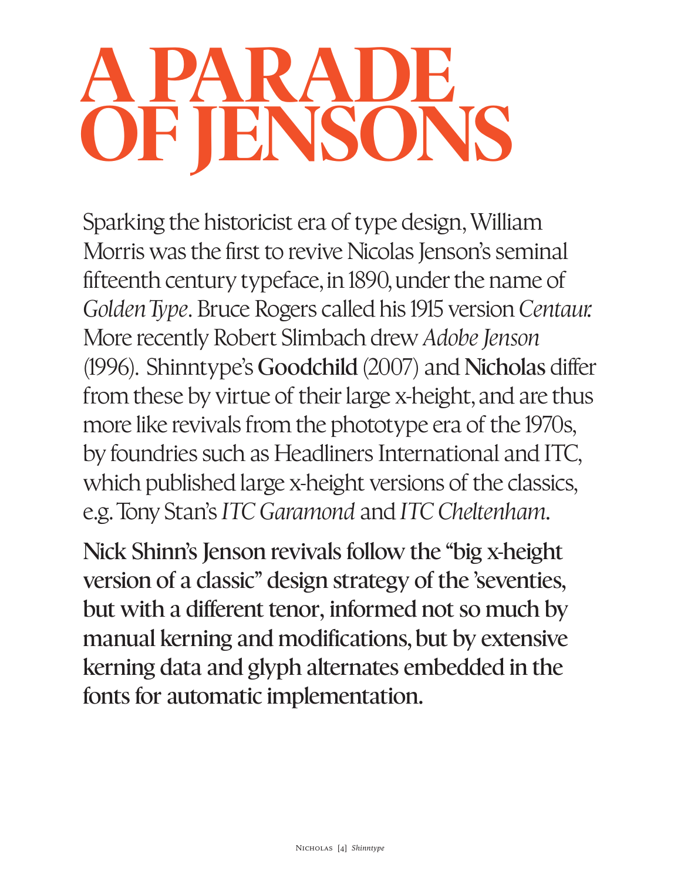# A PARADE OF JENSONS

Sparking the historicist era of type design, William Morris was the first to revive Nicolas Jenson's seminal fifteenth century typeface, in 1890, under the name of *Golden Type*. Bruce Rogers called his 1915 version *Centaur.* More recently Robert Slimbach drew *Adobe Jenson* (1996). Shinntype's Goodchild (2007) and Nicholas differ from these by virtue of their large x-height, and are thus more like revivals from the phototype era of the 1970s, by foundries such as Headliners International and ITC, which published large x-height versions of the classics, e.g. Tony Stan's *ITC Garamond* and *ITC Cheltenham*.

Nick Shinn's Jenson revivals follow the "big x-height version of a classic" design strategy of the 'seventies, but with a different tenor, informed not so much by manual kerning and modifications, but by extensive kerning data and glyph alternates embedded in the fonts for automatic implementation.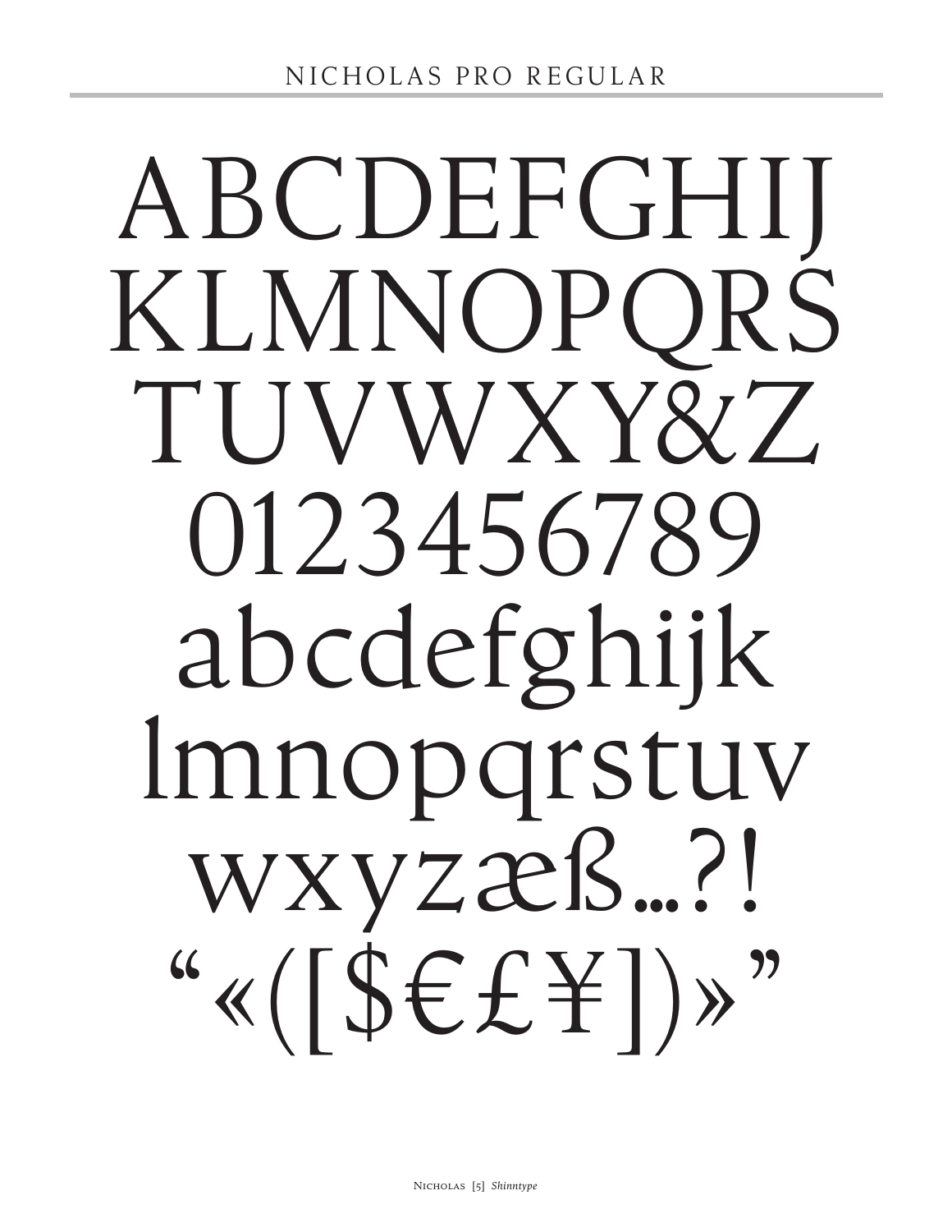NICHOLAS PRO REGULAR

ABCDEFGHIJ
KLMNOPQRS
TUVWXY&Z
0123456789
abcdefghijk
lmnopqrstuv
wxyzæß…?!
“«([$€£¥])»”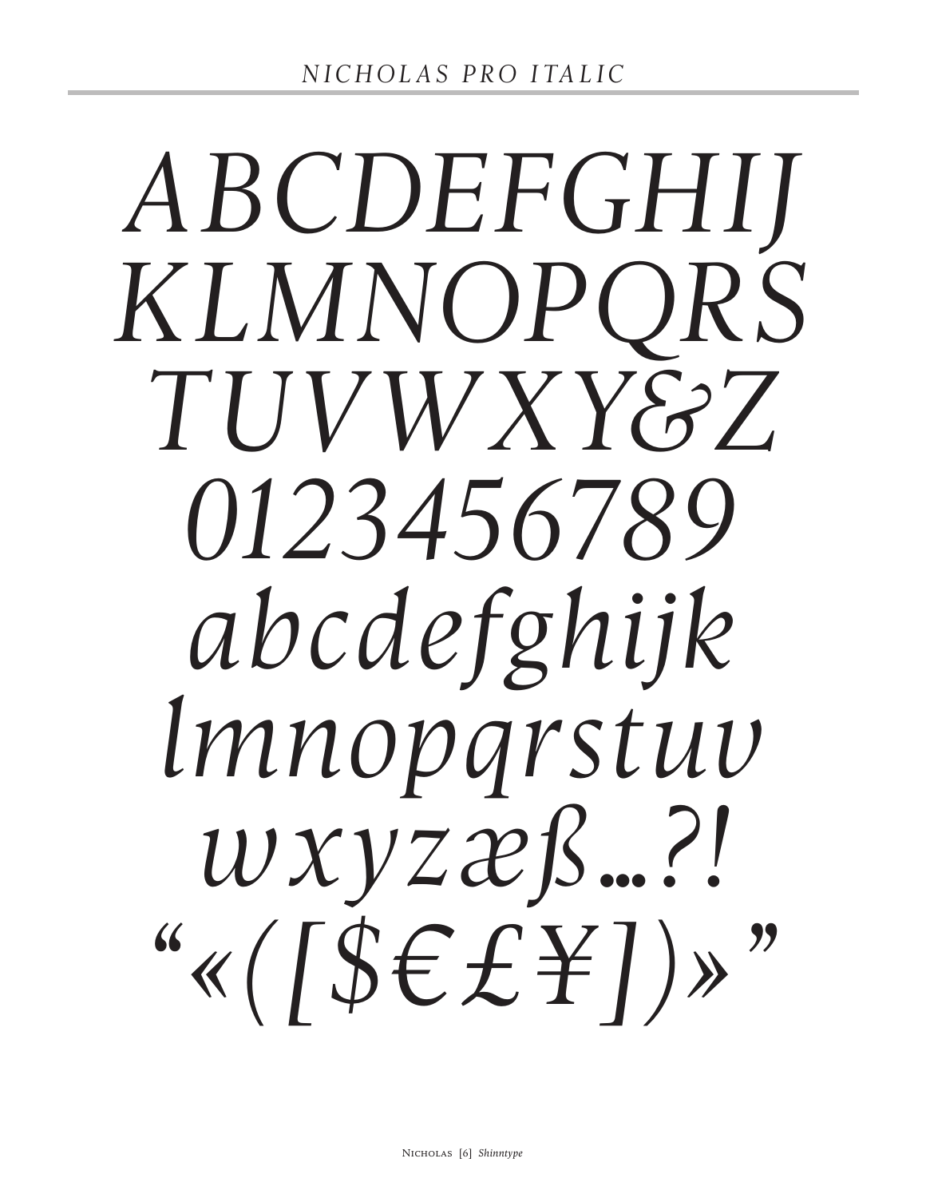## *NICHOLAS PRO ITALIC*

*ABCDEFGHIJ*
*KLMNOPQRS*
*TUVWXY&Z*
*0123456789*
*abcdefghijk*
*lmnopqrstuv*
*wxyzæß…?!*
*“«([$€£¥])»”*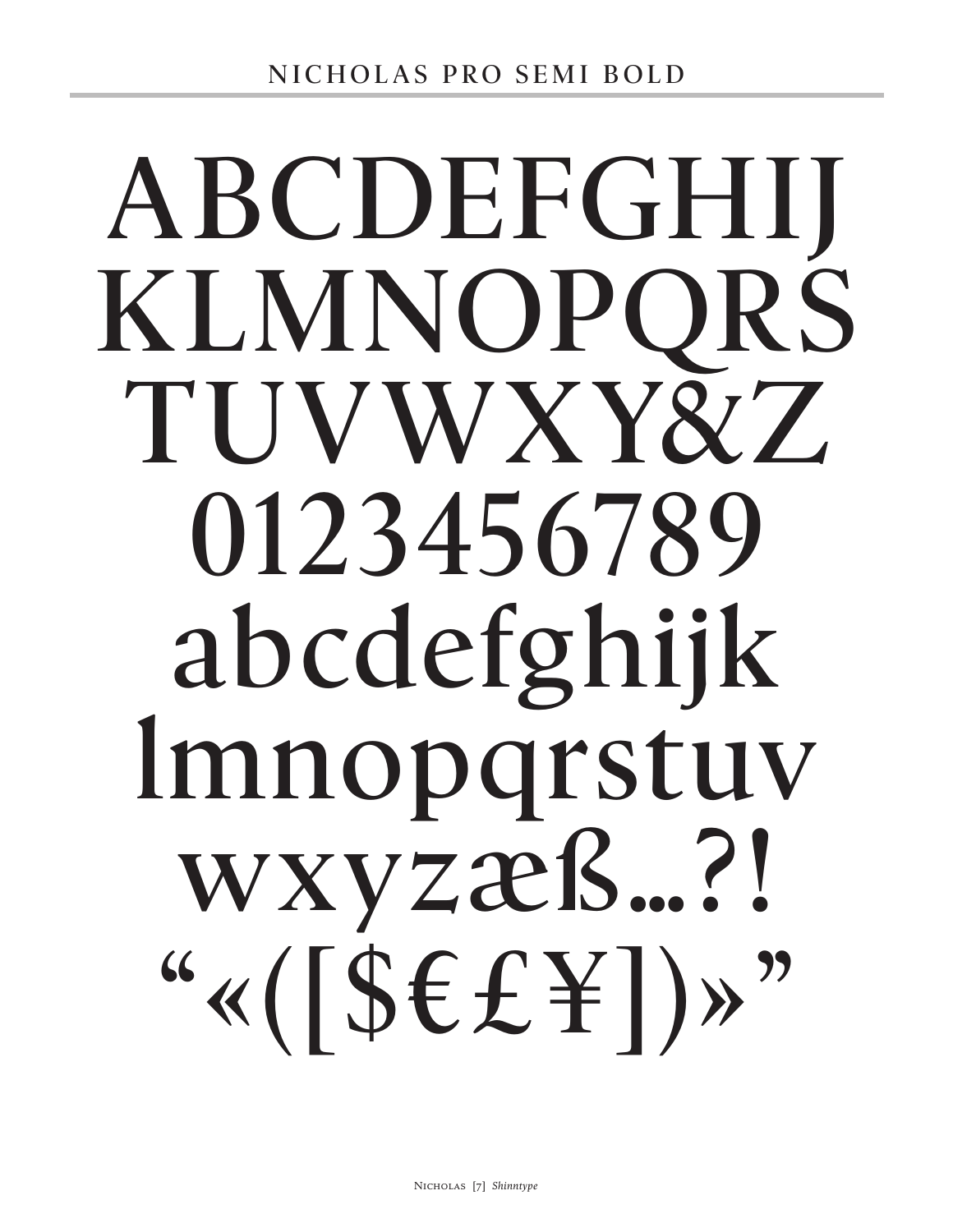## NICHOLAS PRO SEMI BOLD

ABCDEFGHIJ
KLMNOPQRS
TUVWXY&Z
0123456789
abcdefghijk
lmnopqrstuv
wxyzæß…?!
“«([$€£¥])»”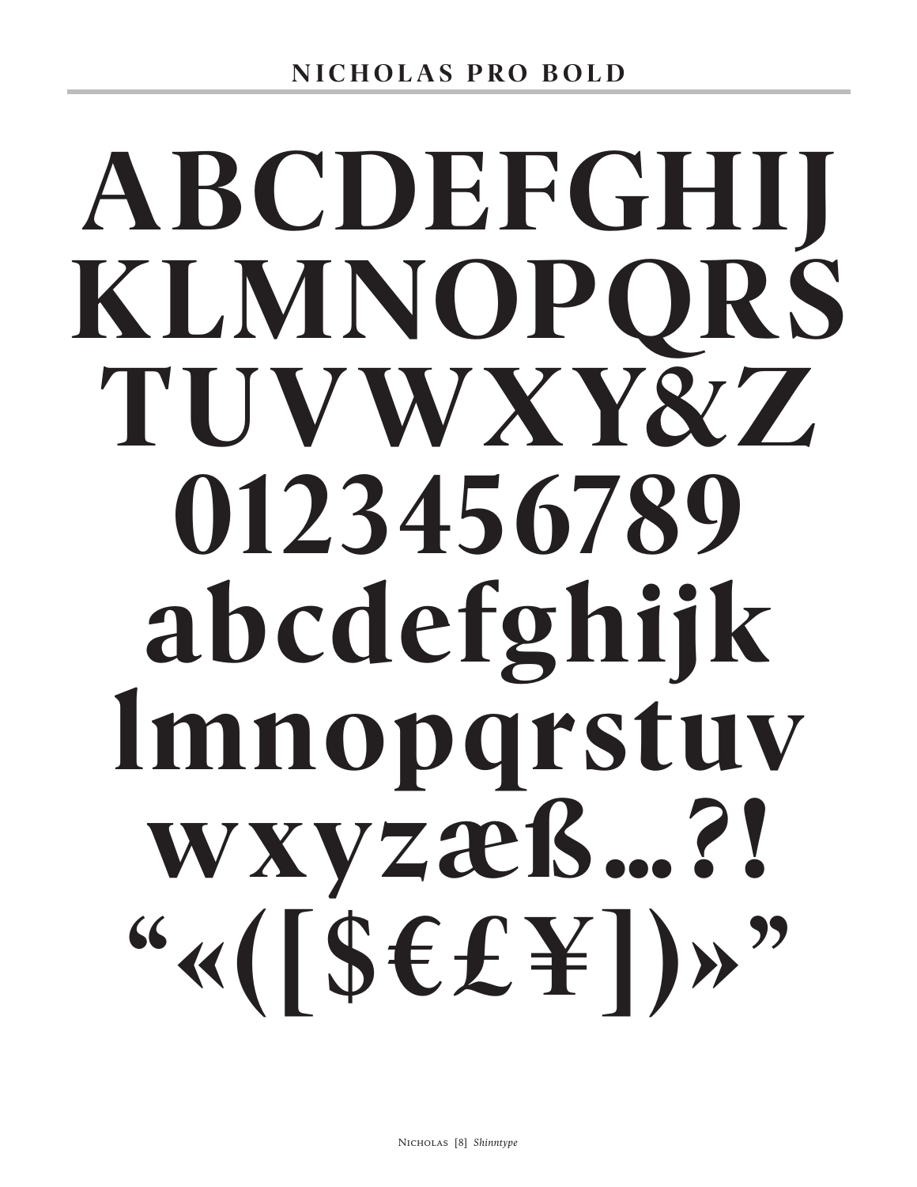## NICHOLAS PRO BOLD

ABCDEFGHIJ
KLMNOPQRS
TUVWXY&Z
0123456789
abcdefghijk
lmnopqrstuv
wxyzæß…?!
“«([$€£¥])»”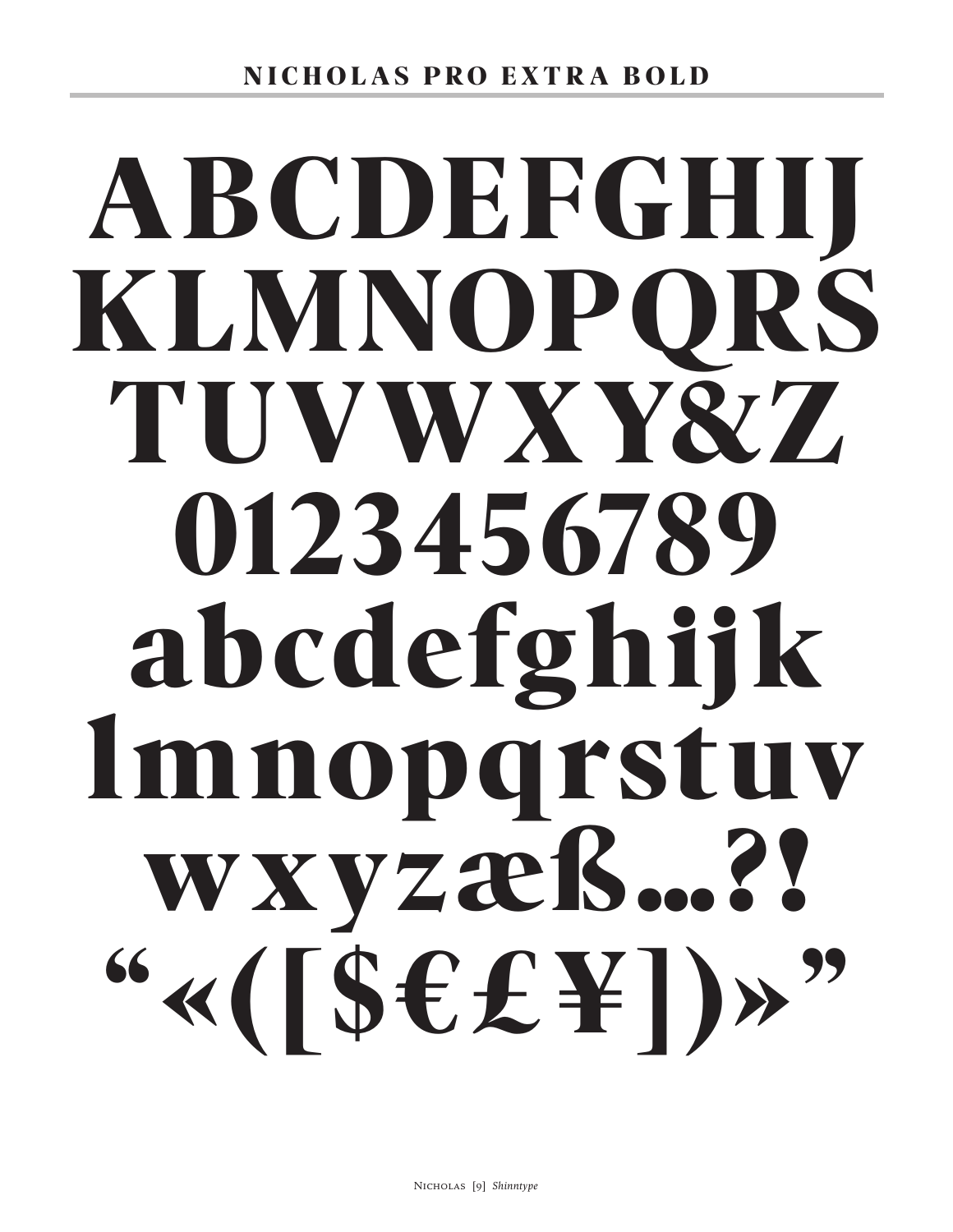## NICHOLAS PRO EXTRA BOLD

ABCDEFGHIJ
KLMNOPQRS
TUVWXY&Z
0123456789
abcdefghijk
lmnopqrstuv
wxyzæß…?!
“«([$€£¥])»”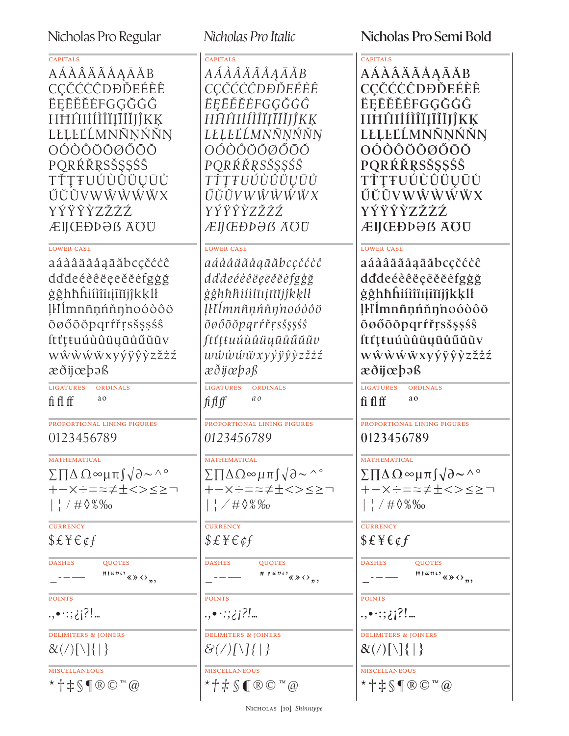## Nicholas Pro Regular

CAPITALS

AÁÀÂÄÃÅĄĀĂB
CÇČĆĊĈDĐĎEÉÈÊ
ËĘĒĚĔĖFGĢĞĠĜ
HĦĤIIÍÌÎÏĮĪĨĬJĴKĶ
LŁĻĿĽĹMNÑŅŃŇŊ
OÓÒÔÖÕØŐŌŎ
PQRŔŘŖSŠŞȘŚŜ
TŤŢŦUÚÙÛÜŲŪŮ
ŰŬŨVWŴẀẂẄX
YÝŸŶỲZŽŻŹ
ÆĲŒÐÞƏẞ ÄÖÜ

LOWER CASE

aáàâäãåąāăbcçčćċĉ
dďđeéèêëęēěĕėfgģğ
ġĝhħĥiıíìîïįīĩĭjȷĵkķlł
ļŀľĺmnñņńňŋŉoóòôö
õøőōŏpqrŕřŗsšşșśŝ
ſtťţŧuúùûüųūůűŭũv
wŵẁẃẅxyýÿŷỳzžżź
æðĳœþəß

LIGATURES

fi fl ff

ORDINALS

ª º

PROPORTIONAL LINING FIGURES

0123456789

MATHEMATICAL

∑∏∆ Ω∞µπ∫√∂~^°
+−×÷=≈≠±<>≤≥¬
| ¦ / # ◊ %‰

CURRENCY

$£¥€¢ƒ

DASHES

_-–—

QUOTES

"'‘“”’«»‹›„‚

POINTS

.,•·:;¿¡?!…

DELIMITERS & JOINERS

&(/)[\]{|}

MISCELLANEOUS

*†‡§¶®©™@

## *Nicholas Pro Italic*

CAPITALS

*AÁÀÂÄÃÅĄĀĂB*
*CÇČĆĊĈDĐĎEÉÈÊ*
*ËĘĒĚĔĖFGĢĞĠĜ*
*HĦĤIIÍÌÎÏĮĪĨĬJĴKĶ*
*LŁĻĿĽĹMNÑŅŃŇŊ*
*OÓÒÔÖÕØŐŌŎ*
*PQRŔŘŖSŠŞȘŚŜ*
*TŤŢŦUÚÙÛÜŲŪŮ*
*ŰŬŨVWŴẀẂẄX*
*YÝŸŶỲZŽŻŹ*
*ÆĲŒÐÞƏẞ ÄÖÜ*

LOWER CASE

*aáàâäãåąāăbcçčćċĉ*
*dďđeéèêëęēěĕėfgģğ*
*ġĝhħĥiıíìîïįīĩĭjȷĵkķlł*
*ļŀľĺmnñņńňŋŉoóòôö*
*õøőōŏpqrŕřŗsšşșśŝ*
*ſtťţŧuúùûüųūůűŭũv*
*wŵẁẃẅxyýÿŷỳzžżź*
*æðĳœþəß*

LIGATURES

*fi fl ff*

ORDINALS

*ª º*

PROPORTIONAL LINING FIGURES

*0123456789*

MATHEMATICAL

*∑∏∆Ω∞µπ∫√∂~^°*
*+−×÷=≈≠±<>≤≥¬*
*| ¦ / # ◊ %‰*

CURRENCY

*$£¥€¢ƒ*

DASHES

*_-–—*

QUOTES

*"'‘“”’«»‹›„‚*

POINTS

*.,•·:;¿¡?!…*

DELIMITERS & JOINERS

*&(/)[\]{|}*

MISCELLANEOUS

*\*†‡§¶®©™@*

## **Nicholas Pro Semi Bold**

CAPITALS

**AÁÀÂÄÃÅĄĀĂB**
**CÇČĆĊĈDĐĎEÉÈÊ**
**ËĘĒĚĔĖFGĢĞĠĜ**
**HĦĤIIÍÌÎÏĮĪĨĬJĴKĶ**
**LŁĻĿĽĹMNÑŅŃŇŊ**
**OÓÒÔÖÕØŐŌŎ**
**PQRŔŘŖSŠŞȘŚŜ**
**TŤŢŦUÚÙÛÜŲŪŮ**
**ŰŬŨVWŴẀẂẄX**
**YÝŸŶỲZŽŻŹ**
**ÆĲŒÐÞƏẞ ÄÖÜ**

LOWER CASE

**aáàâäãåąāăbcçčćċĉ**
**dďđeéèêëęēěĕėfgģğ**
**ġĝhħĥiıíìîïįīĩĭjȷĵkķlł**
**ļŀľĺmnñņńňŋŉoóòôö**
**õøőōŏpqrŕřŗsšşșśŝ**
**ſtťţŧuúùûüųūůűŭũv**
**wŵẁẃẅxyýÿŷỳzžżź**
**æðĳœþəß**

LIGATURES

**fi fl ff**

ORDINALS

**ª º**

PROPORTIONAL LINING FIGURES

**0123456789**

MATHEMATICAL

**∑∏∆ Ω∞µπ∫√∂~^°**
**+−×÷=≈≠±<>≤≥¬**
**| ¦ / # ◊ %‰**

CURRENCY

**$£¥€¢ƒ**

DASHES

**_-–—**

QUOTES

**"'‘“”’«»‹›„‚**

POINTS

**.,•·:;¿¡?!…**

DELIMITERS & JOINERS

**&(/)[\]{|}**

MISCELLANEOUS

**\*†‡§¶®©™@**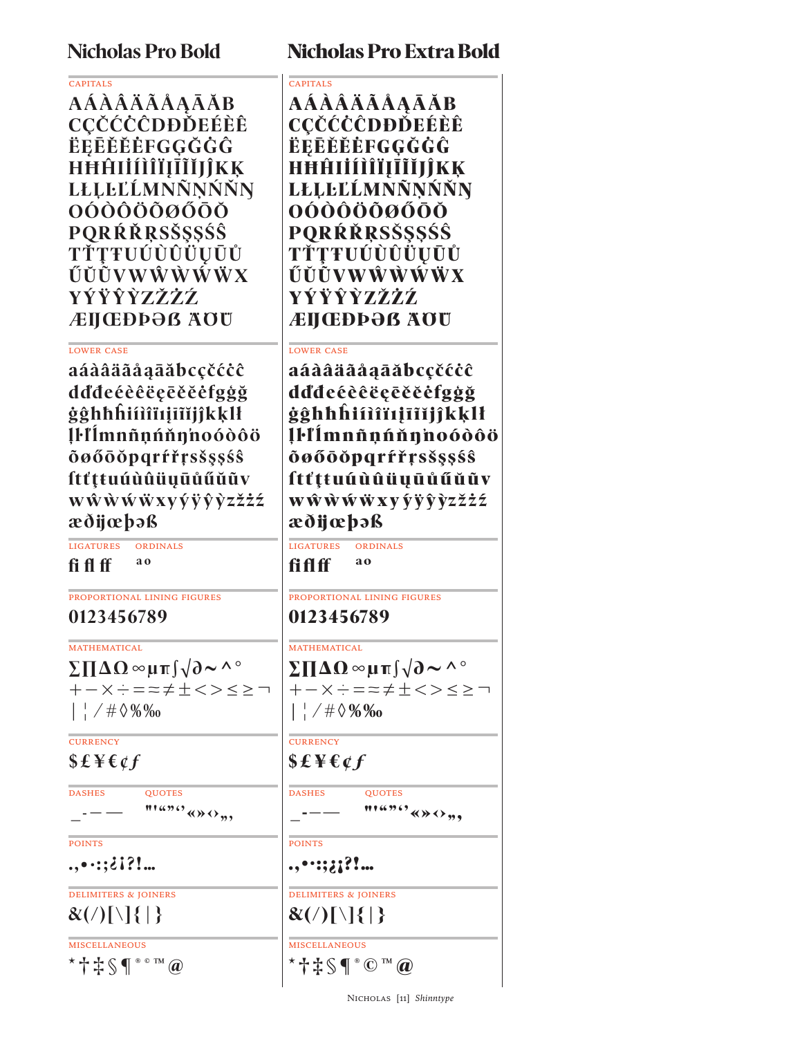## Nicholas Pro Bold

CAPITALS

AÁÀÂÄÃÅĄĀĂB
CÇČĆĊĈDĐĎEÉÈÊ
ËĘĒĚĔĖFGĢĞĠĜ
HĦĤIİÍÌÎÏĮĪĨĬJĴKĶ
LŁĻĿĽĹMNÑŅŃŇŊ
OÓÒÔÖÕØŐŌŎ
PQRŔŘŖSŠŞȘŚŜ
TŤŢŦUÚÙÛÜŲŪŮ
ŰŬŨVWŴẀẂẄX
YÝŸŶỲZŽŻŹ
ÆĲŒÐÞƏẞ ǞȪǙ

LOWER CASE

aáàâäãåąāăbcçčćċĉ
dďđeéèêëęēěĕėfgģğ
ġĝhħĥiíìîïıįīĩĭjĵkķlł
ļŀľĺmnñņńňŋŉoóòôö
õøőōŏpqrŕřŗsšşșśŝ
ſtťţŧuúùûüųūůűŭũv
wŵẁẃẅxyýÿŷỳzžżź
æðĳœþəß

LIGATURES: fi fl ff

ORDINALS: ª º

PROPORTIONAL LINING FIGURES

0123456789

MATHEMATICAL

∑∏∆Ω ∞µπ∫√∂~^°
+−×÷=≈≠±<>≤≥¬
|¦/#◊%‰

CURRENCY

$£¥€¢ƒ

DASHES: _-–—

QUOTES: "'“”‘’«»‹›„‚

POINTS

.,•·:;¿¡?!…

DELIMITERS & JOINERS

&(/)[\]{|}

MISCELLANEOUS

*†‡§¶®©™@

## Nicholas Pro Extra Bold

CAPITALS

AÁÀÂÄÃÅĄĀĂB
CÇČĆĊĈDĐĎEÉÈÊ
ËĘĒĚĔĖFGĢĞĠĜ
HĦĤIİÍÌÎÏĮĪĨĬJĴKĶ
LŁĻĿĽĹMNÑŅŃŇŊ
OÓÒÔÖÕØŐŌŎ
PQRŔŘŖSŠŞȘŚŜ
TŤŢŦUÚÙÛÜŲŪŮ
ŰŬŨVWŴẀẂẄX
YÝŸŶỲZŽŻŹ
ÆĲŒÐÞƏẞ ǞȪǙ

LOWER CASE

aáàâäãåąāăbcçčćċĉ
dďđeéèêëęēěĕėfgģğ
ġĝhħĥiíìîïıįīĩĭjĵkķlł
ļŀľĺmnñņńňŋŉoóòôö
õøőōŏpqrŕřŗsšşșśŝ
ſtťţŧuúùûüųūůűŭũv
wŵẁẃẅxyýÿŷỳzžżź
æðĳœþəß

LIGATURES: fi fl ff

ORDINALS: ª º

PROPORTIONAL LINING FIGURES

0123456789

MATHEMATICAL

∑∏∆Ω ∞µπ∫√∂~^°
+−×÷=≈≠±<>≤≥¬
|¦/#◊%‰

CURRENCY

$£¥€¢ƒ

DASHES: _-–—

QUOTES: "'“”‘’«»‹›„‚

POINTS

.,•·:;¿¡?!…

DELIMITERS & JOINERS

&(/)[\]{|}

MISCELLANEOUS

*†‡§¶®©™@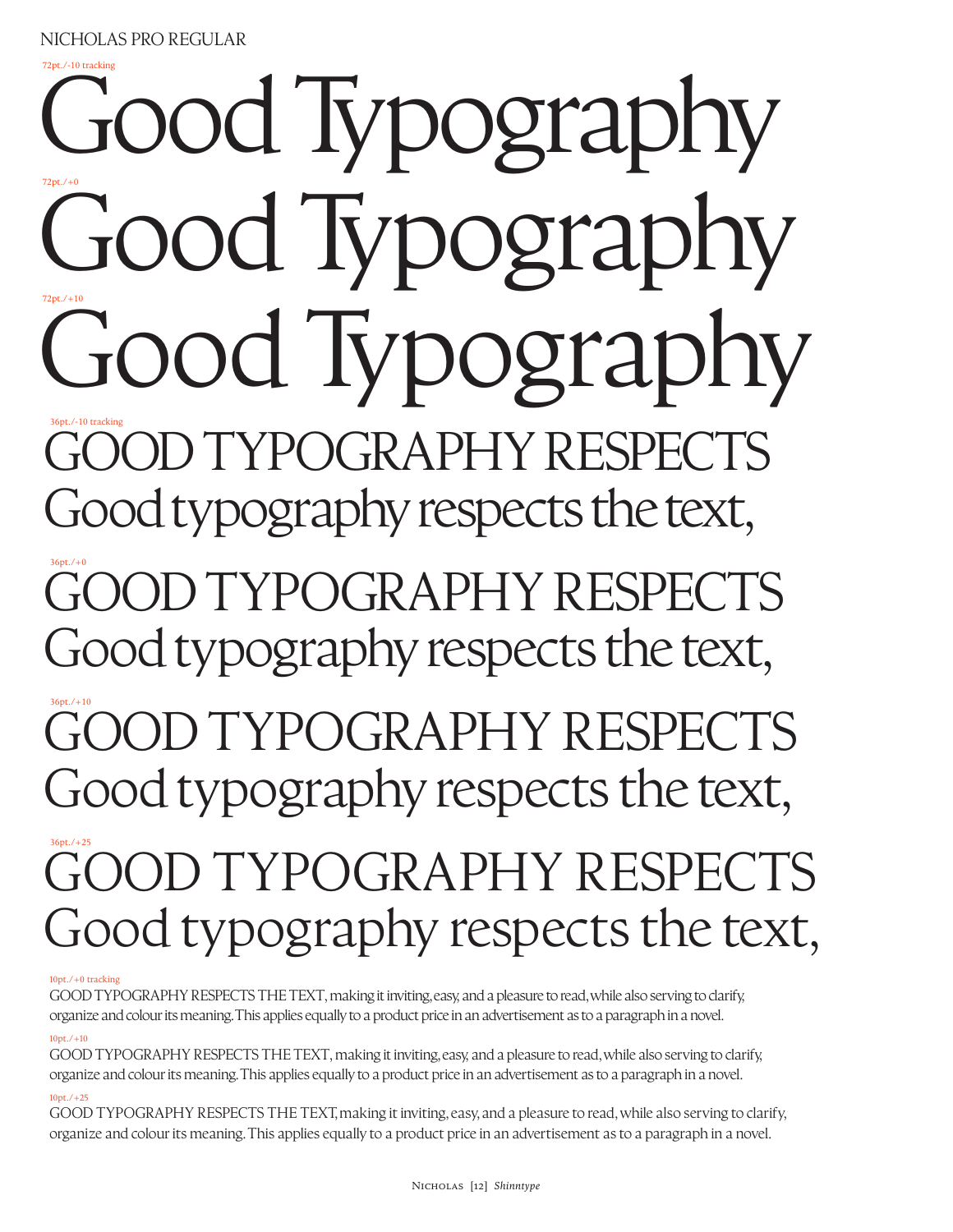NICHOLAS PRO REGULAR

72pt./-10 tracking

Good Typography

72pt./+0

Good Typography

72pt./+10

Good Typography

36pt./-10 tracking

GOOD TYPOGRAPHY RESPECTS
Good typography respects the text,

36pt./+0

GOOD TYPOGRAPHY RESPECTS
Good typography respects the text,

36pt./+10

GOOD TYPOGRAPHY RESPECTS
Good typography respects the text,

36pt./+25

GOOD TYPOGRAPHY RESPECTS
Good typography respects the text,

10pt./+0 tracking

GOOD TYPOGRAPHY RESPECTS THE TEXT, making it inviting, easy, and a pleasure to read, while also serving to clarify, organize and colour its meaning. This applies equally to a product price in an advertisement as to a paragraph in a novel.

10pt./+10

GOOD TYPOGRAPHY RESPECTS THE TEXT, making it inviting, easy, and a pleasure to read, while also serving to clarify, organize and colour its meaning. This applies equally to a product price in an advertisement as to a paragraph in a novel.

10pt./+25

GOOD TYPOGRAPHY RESPECTS THE TEXT, making it inviting, easy, and a pleasure to read, while also serving to clarify, organize and colour its meaning. This applies equally to a product price in an advertisement as to a paragraph in a novel.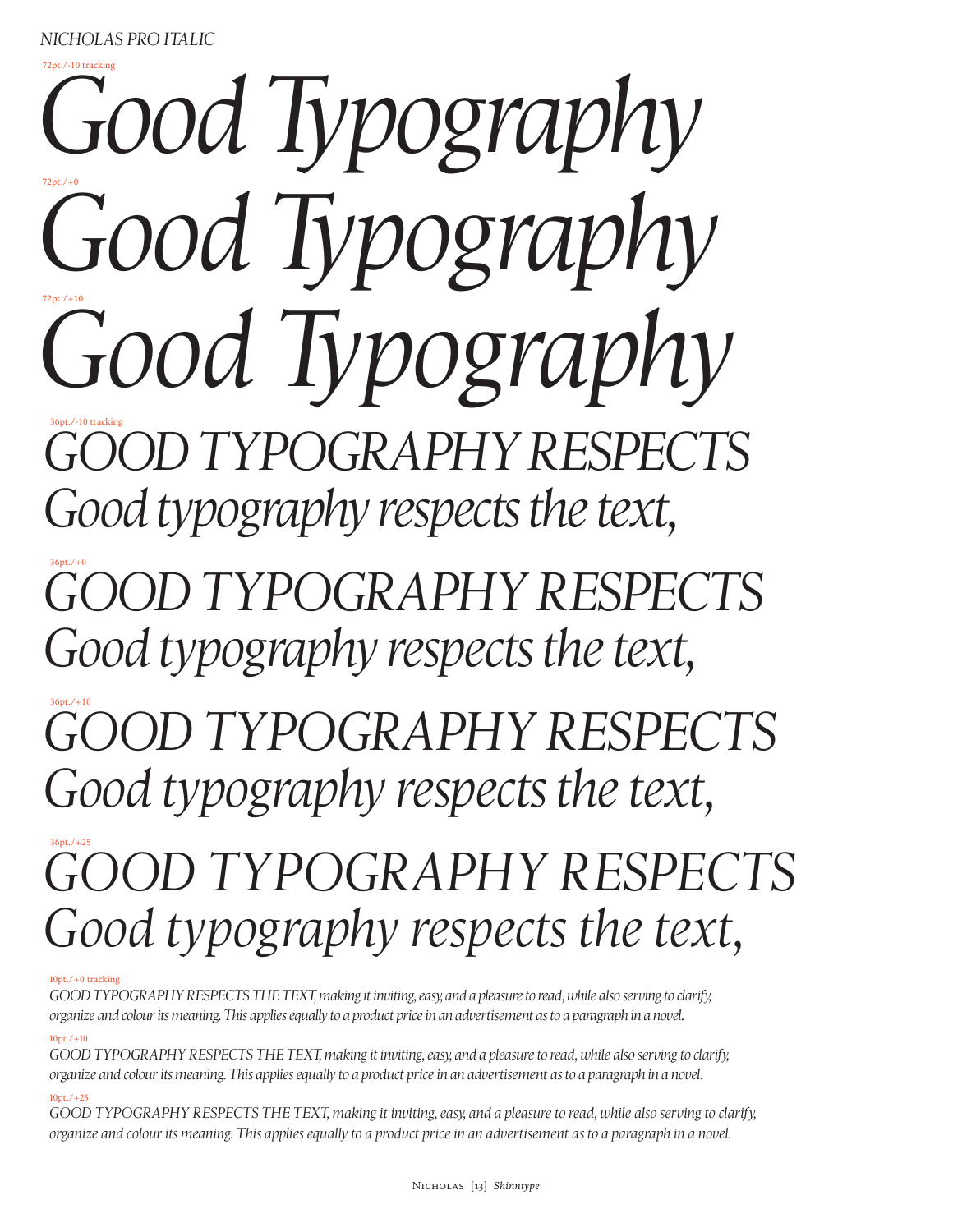*NICHOLAS PRO ITALIC*

72pt./-10 tracking

*Good Typography*

72pt./+0

*Good Typography*

72pt./+10

*Good Typography*

36pt./-10 tracking

*GOOD TYPOGRAPHY RESPECTS*

*Good typography respects the text,*

36pt./+0

*GOOD TYPOGRAPHY RESPECTS*

*Good typography respects the text,*

36pt./+10

*GOOD TYPOGRAPHY RESPECTS*

*Good typography respects the text,*

36pt./+25

*GOOD TYPOGRAPHY RESPECTS*

*Good typography respects the text,*

10pt./+0 tracking

*GOOD TYPOGRAPHY RESPECTS THE TEXT, making it inviting, easy, and a pleasure to read, while also serving to clarify, organize and colour its meaning. This applies equally to a product price in an advertisement as to a paragraph in a novel.*

10pt./+10

*GOOD TYPOGRAPHY RESPECTS THE TEXT, making it inviting, easy, and a pleasure to read, while also serving to clarify, organize and colour its meaning. This applies equally to a product price in an advertisement as to a paragraph in a novel.*

10pt./+25

*GOOD TYPOGRAPHY RESPECTS THE TEXT, making it inviting, easy, and a pleasure to read, while also serving to clarify, organize and colour its meaning. This applies equally to a product price in an advertisement as to a paragraph in a novel.*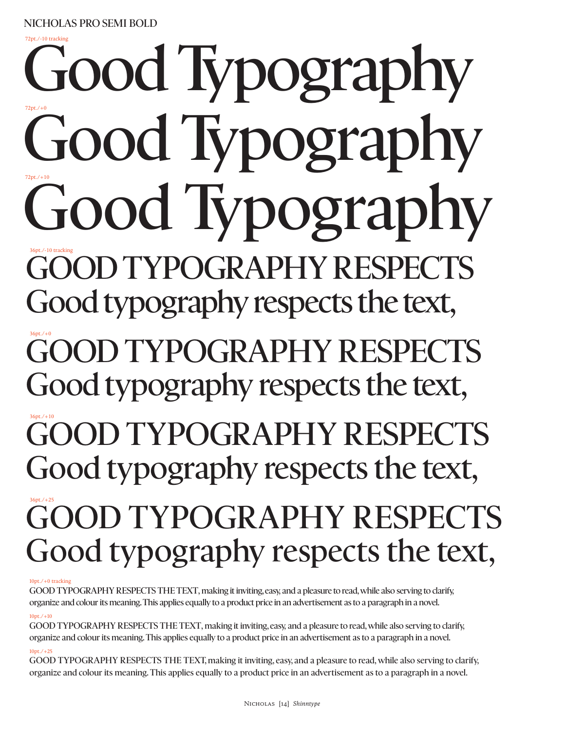NICHOLAS PRO SEMI BOLD

72pt./-10 tracking

Good Typography

72pt./+0

Good Typography

72pt./+10

Good Typography

36pt./-10 tracking

GOOD TYPOGRAPHY RESPECTS
Good typography respects the text,

36pt./+0

GOOD TYPOGRAPHY RESPECTS
Good typography respects the text,

36pt./+10

GOOD TYPOGRAPHY RESPECTS
Good typography respects the text,

36pt./+25

GOOD TYPOGRAPHY RESPECTS
Good typography respects the text,

10pt./+0 tracking

GOOD TYPOGRAPHY RESPECTS THE TEXT, making it inviting, easy, and a pleasure to read, while also serving to clarify, organize and colour its meaning. This applies equally to a product price in an advertisement as to a paragraph in a novel.

10pt./+10

GOOD TYPOGRAPHY RESPECTS THE TEXT, making it inviting, easy, and a pleasure to read, while also serving to clarify, organize and colour its meaning. This applies equally to a product price in an advertisement as to a paragraph in a novel.

10pt./+25

GOOD TYPOGRAPHY RESPECTS THE TEXT, making it inviting, easy, and a pleasure to read, while also serving to clarify, organize and colour its meaning. This applies equally to a product price in an advertisement as to a paragraph in a novel.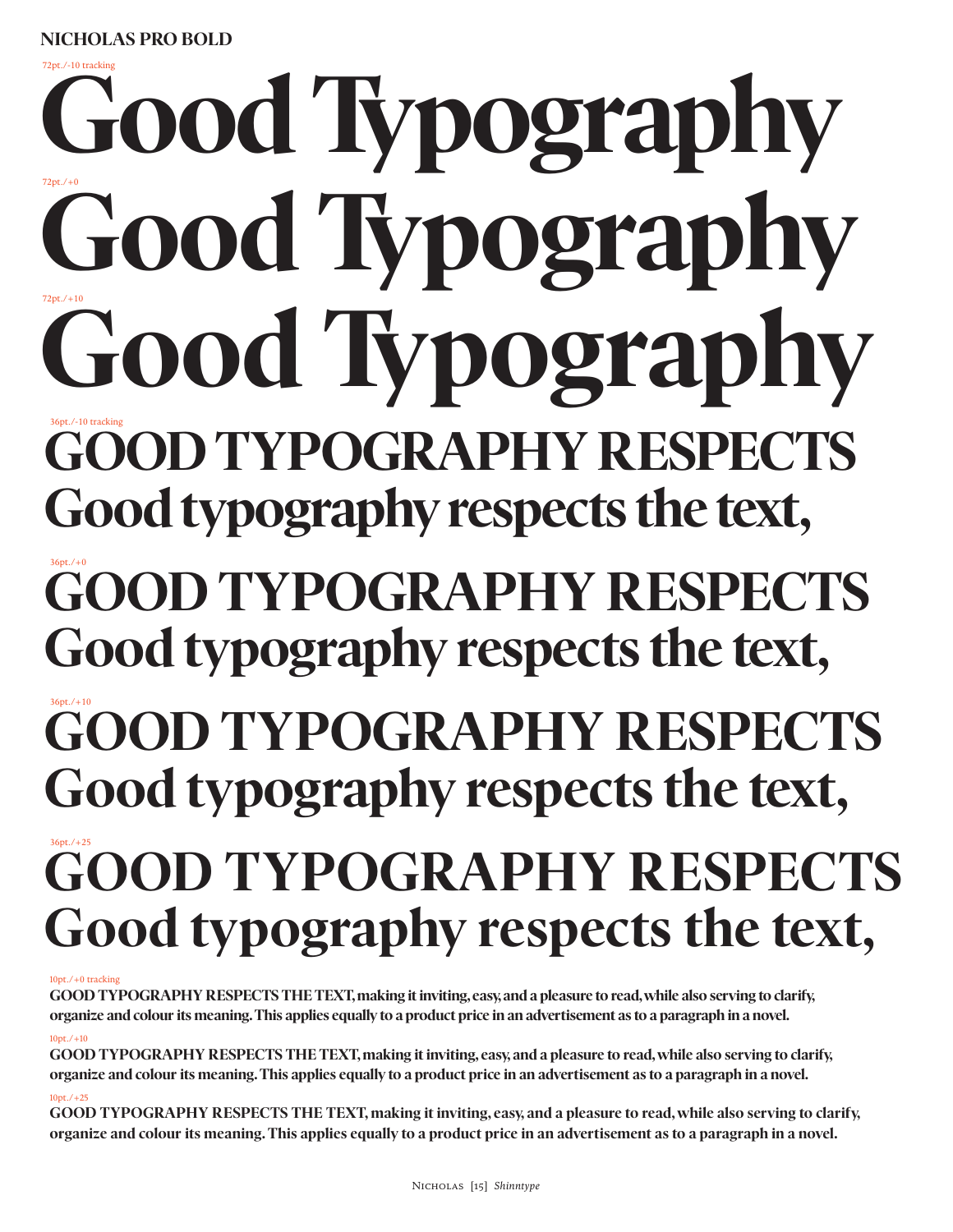## NICHOLAS PRO BOLD

72pt./-10 tracking

# Good Typography

72pt./+0

# Good Typography

72pt./+10

# Good Typography

36pt./-10 tracking

## GOOD TYPOGRAPHY RESPECTS
## Good typography respects the text,

36pt./+0

## GOOD TYPOGRAPHY RESPECTS
## Good typography respects the text,

36pt./+10

## GOOD TYPOGRAPHY RESPECTS
## Good typography respects the text,

36pt./+25

## GOOD TYPOGRAPHY RESPECTS
## Good typography respects the text,

10pt./+0 tracking

**GOOD TYPOGRAPHY RESPECTS THE TEXT, making it inviting, easy, and a pleasure to read, while also serving to clarify, organize and colour its meaning. This applies equally to a product price in an advertisement as to a paragraph in a novel.**

10pt./+10

**GOOD TYPOGRAPHY RESPECTS THE TEXT, making it inviting, easy, and a pleasure to read, while also serving to clarify, organize and colour its meaning. This applies equally to a product price in an advertisement as to a paragraph in a novel.**

10pt./+25

**GOOD TYPOGRAPHY RESPECTS THE TEXT, making it inviting, easy, and a pleasure to read, while also serving to clarify, organize and colour its meaning. This applies equally to a product price in an advertisement as to a paragraph in a novel.**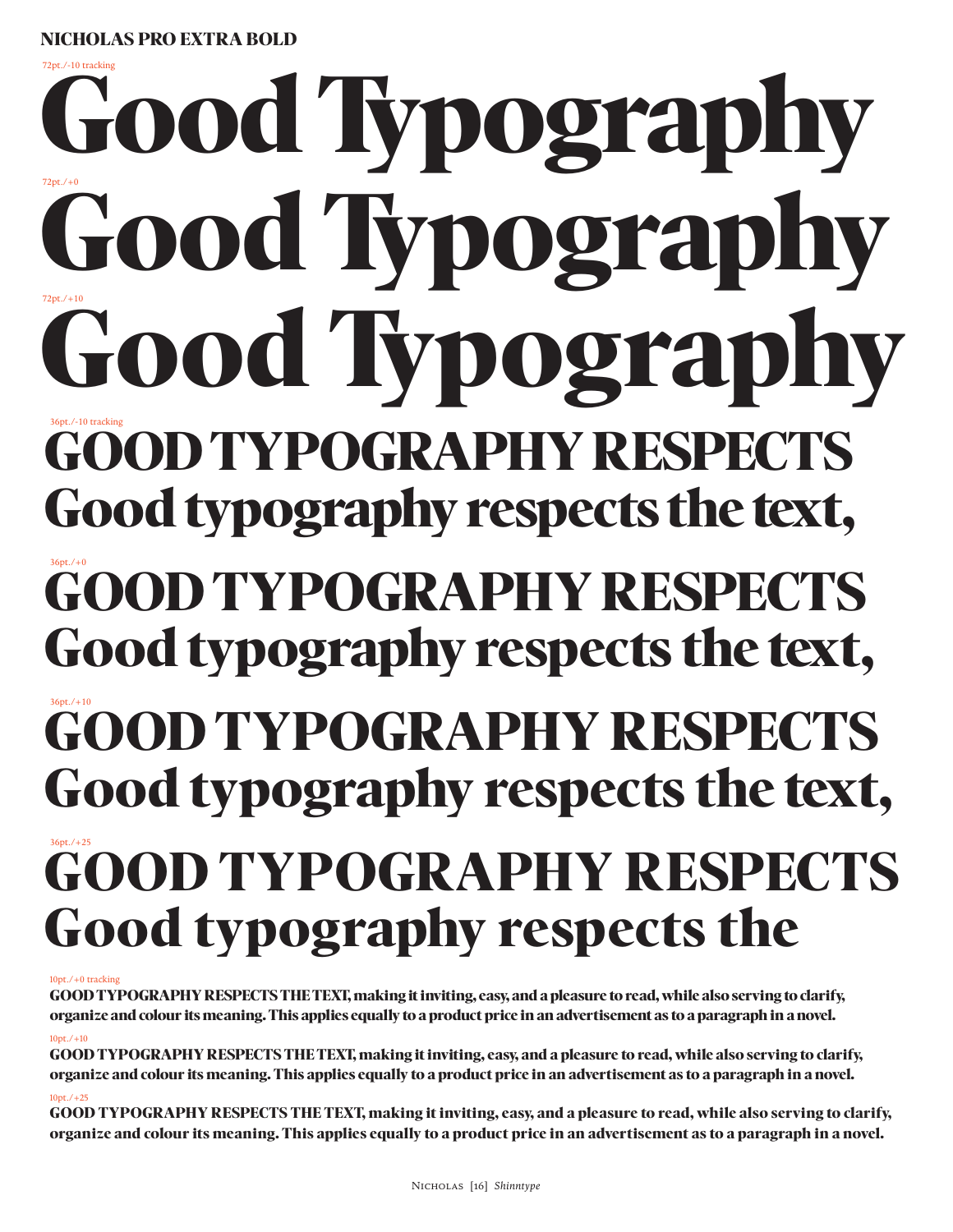**NICHOLAS PRO EXTRA BOLD**

72pt./-10 tracking

# Good Typography

72pt./+0

# Good Typography

72pt./+10

# Good Typography

36pt./-10 tracking

## GOOD TYPOGRAPHY RESPECTS
## Good typography respects the text,

36pt./+0

## GOOD TYPOGRAPHY RESPECTS
## Good typography respects the text,

36pt./+10

## GOOD TYPOGRAPHY RESPECTS
## Good typography respects the text,

36pt./+25

## GOOD TYPOGRAPHY RESPECTS
## Good typography respects the

10pt./+0 tracking

**GOOD TYPOGRAPHY RESPECTS THE TEXT, making it inviting, easy, and a pleasure to read, while also serving to clarify, organize and colour its meaning. This applies equally to a product price in an advertisement as to a paragraph in a novel.**

10pt./+10

**GOOD TYPOGRAPHY RESPECTS THE TEXT, making it inviting, easy, and a pleasure to read, while also serving to clarify, organize and colour its meaning. This applies equally to a product price in an advertisement as to a paragraph in a novel.**

10pt./+25

**GOOD TYPOGRAPHY RESPECTS THE TEXT, making it inviting, easy, and a pleasure to read, while also serving to clarify, organize and colour its meaning. This applies equally to a product price in an advertisement as to a paragraph in a novel.**